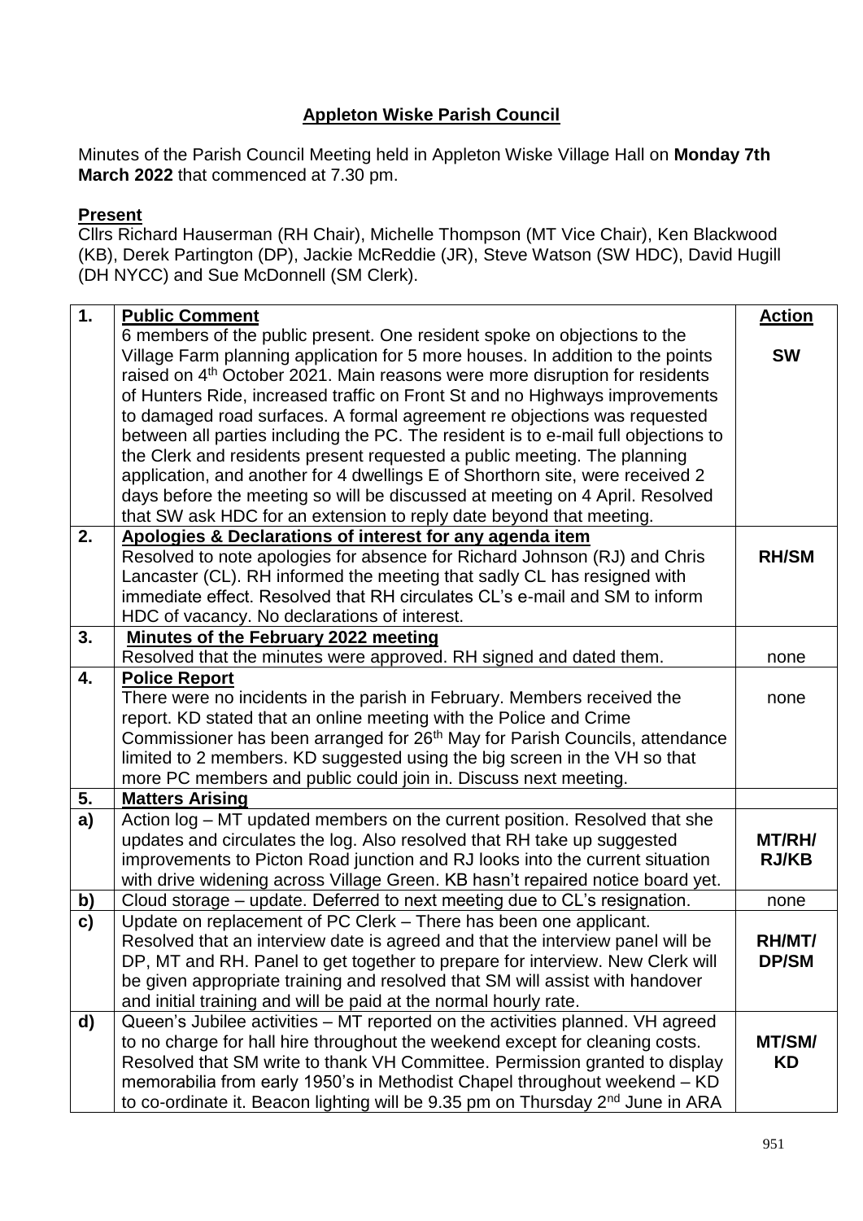**Appleton Wiske Parish Council**

Minutes of the Parish Council Meeting held in Appleton Wiske Village Hall on **Monday 7th March 2022** that commenced at 7.30 pm.

**Present**

Cllrs Richard Hauserman (RH Chair), Michelle Thompson (MT Vice Chair), Ken Blackwood (KB), Derek Partington (DP), Jackie McReddie (JR), Steve Watson (SW HDC), David Hugill (DH NYCC) and Sue McDonnell (SM Clerk).

| **1.** | **Public Comment** | **Action** |
|---|---|---|
| | 6 members of the public present. One resident spoke on objections to the Village Farm planning application for 5 more houses. In addition to the points raised on 4th October 2021. Main reasons were more disruption for residents of Hunters Ride, increased traffic on Front St and no Highways improvements to damaged road surfaces. A formal agreement re objections was requested between all parties including the PC. The resident is to e-mail full objections to the Clerk and residents present requested a public meeting. The planning application, and another for 4 dwellings E of Shorthorn site, were received 2 days before the meeting so will be discussed at meeting on 4 April. Resolved that SW ask HDC for an extension to reply date beyond that meeting. | **SW** |
| **2.** | **Apologies & Declarations of interest for any agenda item** Resolved to note apologies for absence for Richard Johnson (RJ) and Chris Lancaster (CL). RH informed the meeting that sadly CL has resigned with immediate effect. Resolved that RH circulates CL's e-mail and SM to inform HDC of vacancy. No declarations of interest. | **RH/SM** |
| **3.** | **Minutes of the February 2022 meeting** Resolved that the minutes were approved. RH signed and dated them. | none |
| **4.** | **Police Report** There were no incidents in the parish in February. Members received the report. KD stated that an online meeting with the Police and Crime Commissioner has been arranged for 26th May for Parish Councils, attendance limited to 2 members. KD suggested using the big screen in the VH so that more PC members and public could join in. Discuss next meeting. | none |
| **5.** | **Matters Arising** | |
| **a)** | Action log – MT updated members on the current position. Resolved that she updates and circulates the log. Also resolved that RH take up suggested improvements to Picton Road junction and RJ looks into the current situation with drive widening across Village Green. KB hasn't repaired notice board yet. | **MT/RH/ RJ/KB** |
| **b)** | Cloud storage – update. Deferred to next meeting due to CL's resignation. | none |
| **c)** | Update on replacement of PC Clerk – There has been one applicant. Resolved that an interview date is agreed and that the interview panel will be DP, MT and RH. Panel to get together to prepare for interview. New Clerk will be given appropriate training and resolved that SM will assist with handover and initial training and will be paid at the normal hourly rate. | **RH/MT/ DP/SM** |
| **d)** | Queen's Jubilee activities – MT reported on the activities planned. VH agreed to no charge for hall hire throughout the weekend except for cleaning costs. Resolved that SM write to thank VH Committee. Permission granted to display memorabilia from early 1950's in Methodist Chapel throughout weekend – KD to co-ordinate it. Beacon lighting will be 9.35 pm on Thursday 2nd June in ARA | **MT/SM/ KD** |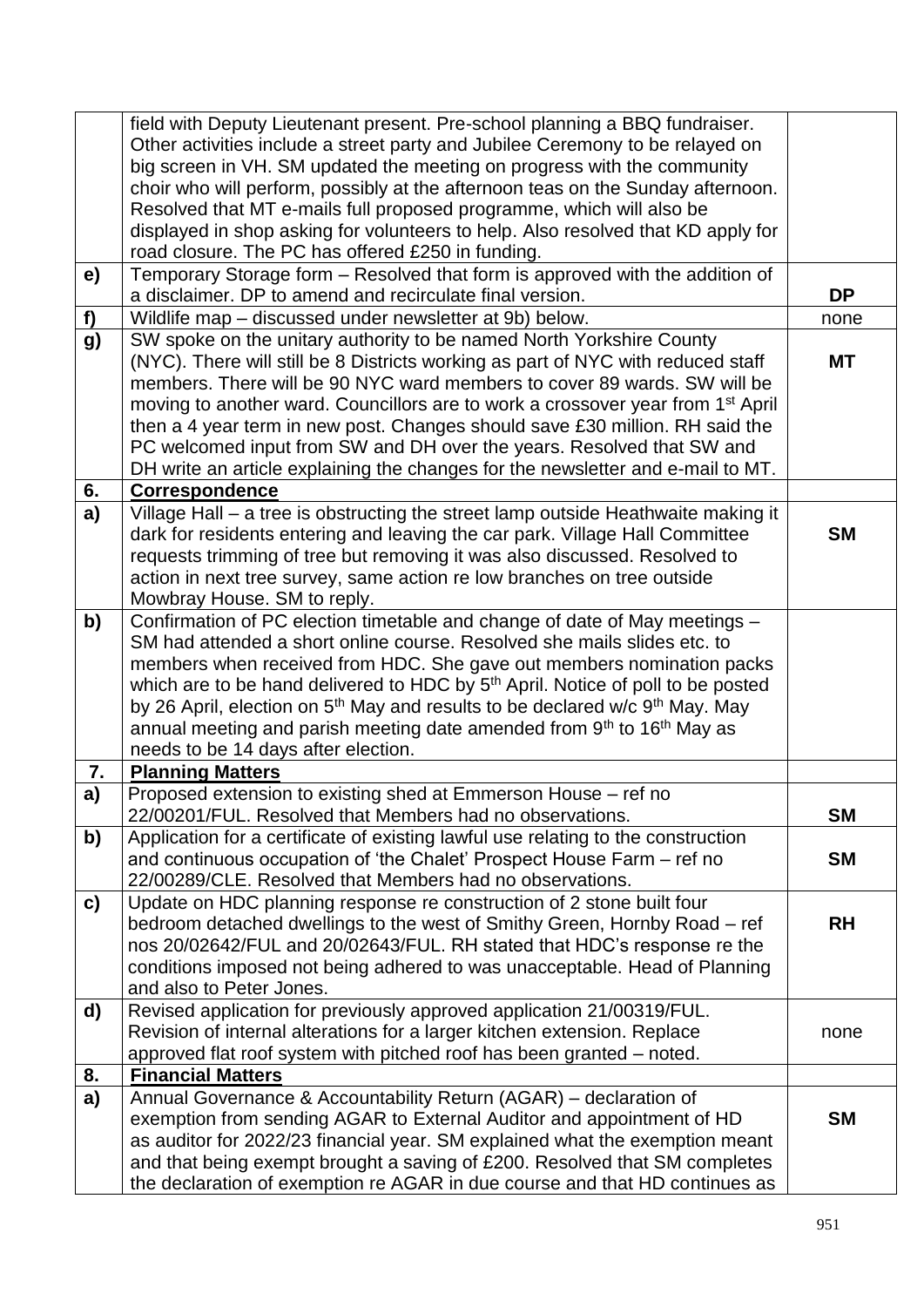| | | |
|---|---|---|
| | field with Deputy Lieutenant present. Pre-school planning a BBQ fundraiser. Other activities include a street party and Jubilee Ceremony to be relayed on big screen in VH. SM updated the meeting on progress with the community choir who will perform, possibly at the afternoon teas on the Sunday afternoon. Resolved that MT e-mails full proposed programme, which will also be displayed in shop asking for volunteers to help. Also resolved that KD apply for road closure. The PC has offered £250 in funding. | |
| **e)** | Temporary Storage form – Resolved that form is approved with the addition of a disclaimer. DP to amend and recirculate final version. | **DP** |
| **f)** | Wildlife map – discussed under newsletter at 9b) below. | none |
| **g)** | SW spoke on the unitary authority to be named North Yorkshire County (NYC). There will still be 8 Districts working as part of NYC with reduced staff members. There will be 90 NYC ward members to cover 89 wards. SW will be moving to another ward. Councillors are to work a crossover year from 1st April then a 4 year term in new post. Changes should save £30 million. RH said the PC welcomed input from SW and DH over the years. Resolved that SW and DH write an article explaining the changes for the newsletter and e-mail to MT. | **MT** |
| **6.** | **Correspondence** | |
| **a)** | Village Hall – a tree is obstructing the street lamp outside Heathwaite making it dark for residents entering and leaving the car park. Village Hall Committee requests trimming of tree but removing it was also discussed. Resolved to action in next tree survey, same action re low branches on tree outside Mowbray House. SM to reply. | **SM** |
| **b)** | Confirmation of PC election timetable and change of date of May meetings – SM had attended a short online course. Resolved she mails slides etc. to members when received from HDC. She gave out members nomination packs which are to be hand delivered to HDC by 5th April. Notice of poll to be posted by 26 April, election on 5th May and results to be declared w/c 9th May. May annual meeting and parish meeting date amended from 9th to 16th May as needs to be 14 days after election. | |
| **7.** | **Planning Matters** | |
| **a)** | Proposed extension to existing shed at Emmerson House – ref no 22/00201/FUL. Resolved that Members had no observations. | **SM** |
| **b)** | Application for a certificate of existing lawful use relating to the construction and continuous occupation of 'the Chalet' Prospect House Farm – ref no 22/00289/CLE. Resolved that Members had no observations. | **SM** |
| **c)** | Update on HDC planning response re construction of 2 stone built four bedroom detached dwellings to the west of Smithy Green, Hornby Road – ref nos 20/02642/FUL and 20/02643/FUL. RH stated that HDC's response re the conditions imposed not being adhered to was unacceptable. Head of Planning and also to Peter Jones. | **RH** |
| **d)** | Revised application for previously approved application 21/00319/FUL. Revision of internal alterations for a larger kitchen extension. Replace approved flat roof system with pitched roof has been granted – noted. | none |
| **8.** | **Financial Matters** | |
| **a)** | Annual Governance & Accountability Return (AGAR) – declaration of exemption from sending AGAR to External Auditor and appointment of HD as auditor for 2022/23 financial year. SM explained what the exemption meant and that being exempt brought a saving of £200. Resolved that SM completes the declaration of exemption re AGAR in due course and that HD continues as | **SM** |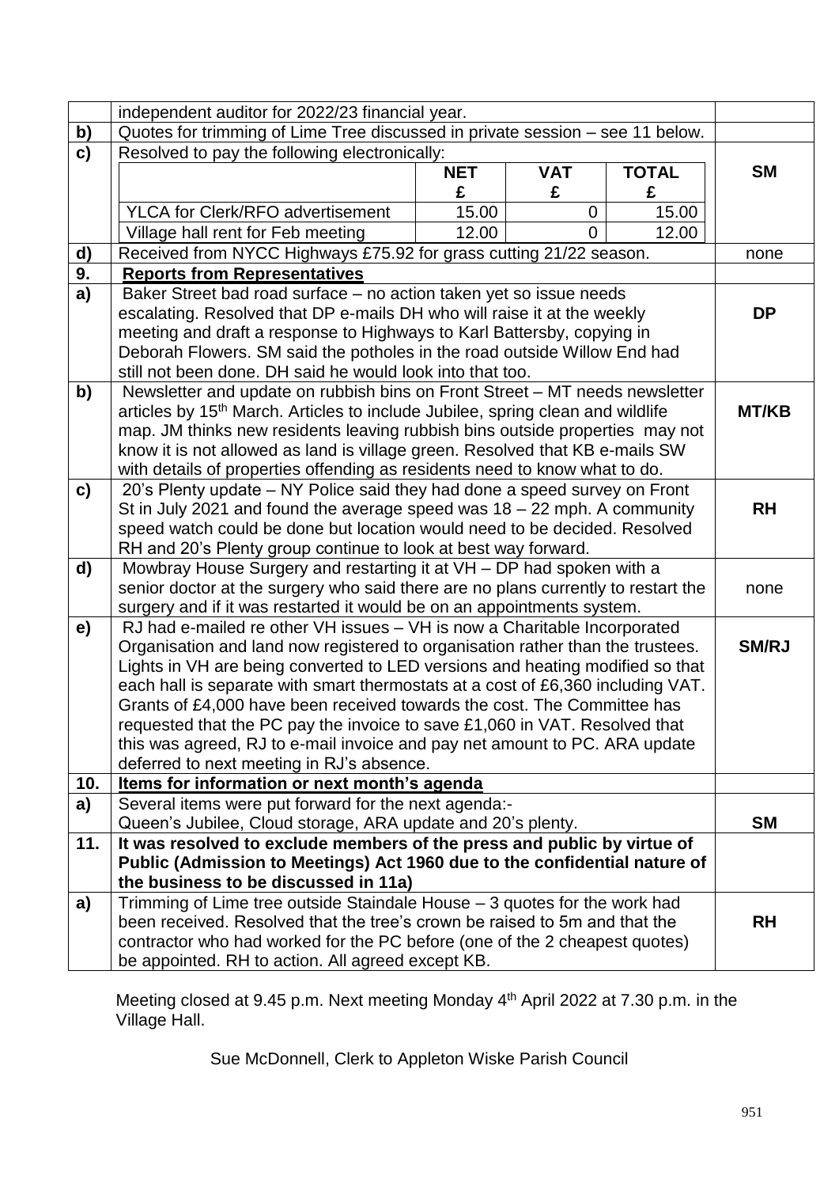| | | |
|---|---|---|
| | independent auditor for 2022/23 financial year. | |
| **b)** | Quotes for trimming of Lime Tree discussed in private session – see 11 below. | |
| **c)** | Resolved to pay the following electronically:<br><br>\| \| **NET £** \| **VAT £** \| **TOTAL £** \|<br>\| YLCA for Clerk/RFO advertisement \| 15.00 \| 0 \| 15.00 \|<br>\| Village hall rent for Feb meeting \| 12.00 \| 0 \| 12.00 \| | **SM** |
| **d)** | Received from NYCC Highways £75.92 for grass cutting 21/22 season. | none |
| **9.** | **Reports from Representatives** | |
| **a)** | Baker Street bad road surface – no action taken yet so issue needs escalating. Resolved that DP e-mails DH who will raise it at the weekly meeting and draft a response to Highways to Karl Battersby, copying in Deborah Flowers. SM said the potholes in the road outside Willow End had still not been done. DH said he would look into that too. | **DP** |
| **b)** | Newsletter and update on rubbish bins on Front Street – MT needs newsletter articles by 15th March. Articles to include Jubilee, spring clean and wildlife map. JM thinks new residents leaving rubbish bins outside properties may not know it is not allowed as land is village green. Resolved that KB e-mails SW with details of properties offending as residents need to know what to do. | **MT/KB** |
| **c)** | 20's Plenty update – NY Police said they had done a speed survey on Front St in July 2021 and found the average speed was 18 – 22 mph. A community speed watch could be done but location would need to be decided. Resolved RH and 20's Plenty group continue to look at best way forward. | **RH** |
| **d)** | Mowbray House Surgery and restarting it at VH – DP had spoken with a senior doctor at the surgery who said there are no plans currently to restart the surgery and if it was restarted it would be on an appointments system. | none |
| **e)** | RJ had e-mailed re other VH issues – VH is now a Charitable Incorporated Organisation and land now registered to organisation rather than the trustees. Lights in VH are being converted to LED versions and heating modified so that each hall is separate with smart thermostats at a cost of £6,360 including VAT. Grants of £4,000 have been received towards the cost. The Committee has requested that the PC pay the invoice to save £1,060 in VAT. Resolved that this was agreed, RJ to e-mail invoice and pay net amount to PC. ARA update deferred to next meeting in RJ's absence. | **SM/RJ** |
| **10.** | **Items for information or next month's agenda** | |
| **a)** | Several items were put forward for the next agenda:-<br>Queen's Jubilee, Cloud storage, ARA update and 20's plenty. | **SM** |
| **11.** | **It was resolved to exclude members of the press and public by virtue of Public (Admission to Meetings) Act 1960 due to the confidential nature of the business to be discussed in 11a)** | |
| **a)** | Trimming of Lime tree outside Staindale House – 3 quotes for the work had been received. Resolved that the tree's crown be raised to 5m and that the contractor who had worked for the PC before (one of the 2 cheapest quotes) be appointed. RH to action. All agreed except KB. | **RH** |

Meeting closed at 9.45 p.m. Next meeting Monday 4th April 2022 at 7.30 p.m. in the Village Hall.

Sue McDonnell, Clerk to Appleton Wiske Parish Council